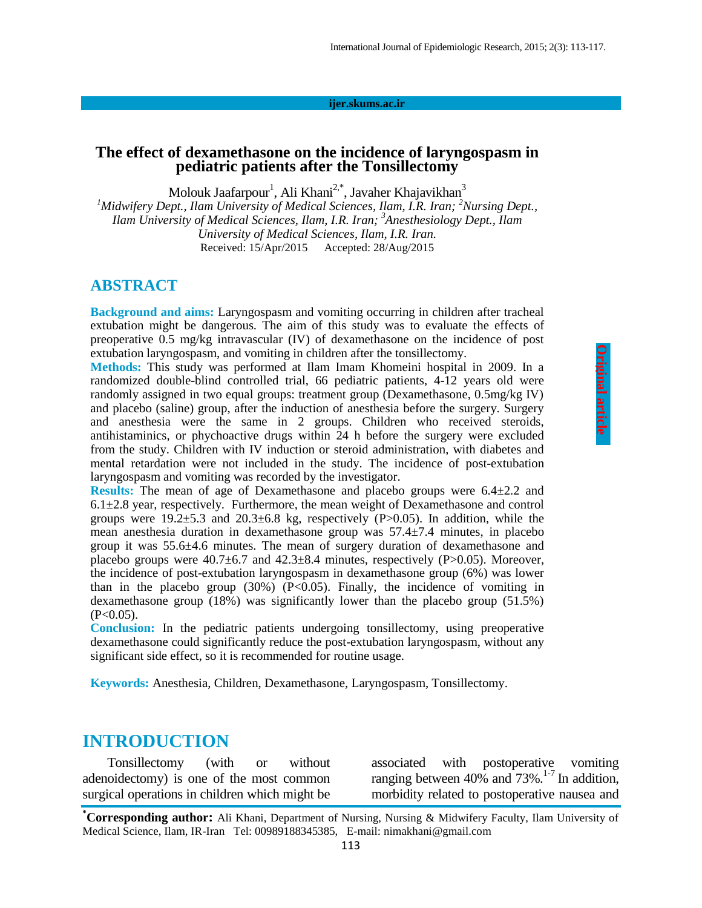# The effect of dexamethasone on the incidence of laryngospasm in pediatric patients after the Tonsillectomy

Molouk Jaafarpour[1], Ali Khani[2,*], Javaher Khajavikhan[3]

[1]*Midwifery Dept., Ilam University of Medical Sciences, Ilam, I.R. Iran;* [2]*Nursing Dept., Ilam University of Medical Sciences, Ilam, I.R. Iran;* [3]*Anesthesiology Dept., Ilam University of Medical Sciences, Ilam, I.R. Iran.*

Received: 15/Apr/2015 Accepted: 28/Aug/2015

## ABSTRACT

**Background and aims:** Laryngospasm and vomiting occurring in children after tracheal extubation might be dangerous. The aim of this study was to evaluate the effects of preoperative 0.5 mg/kg intravascular (IV) of dexamethasone on the incidence of post extubation laryngospasm, and vomiting in children after the tonsillectomy.

**Methods:** This study was performed at Ilam Imam Khomeini hospital in 2009. In a randomized double-blind controlled trial, 66 pediatric patients, 4-12 years old were randomly assigned in two equal groups: treatment group (Dexamethasone, 0.5mg/kg IV) and placebo (saline) group, after the induction of anesthesia before the surgery. Surgery and anesthesia were the same in 2 groups. Children who received steroids, antihistaminics, or phychoactive drugs within 24 h before the surgery were excluded from the study. Children with IV induction or steroid administration, with diabetes and mental retardation were not included in the study. The incidence of post-extubation laryngospasm and vomiting was recorded by the investigator.

**Results:** The mean of age of Dexamethasone and placebo groups were 6.4±2.2 and 6.1±2.8 year, respectively. Furthermore, the mean weight of Dexamethasone and control groups were 19.2±5.3 and 20.3±6.8 kg, respectively (P>0.05). In addition, while the mean anesthesia duration in dexamethasone group was 57.4±7.4 minutes, in placebo group it was 55.6±4.6 minutes. The mean of surgery duration of dexamethasone and placebo groups were 40.7±6.7 and 42.3±8.4 minutes, respectively (P>0.05). Moreover, the incidence of post-extubation laryngospasm in dexamethasone group (6%) was lower than in the placebo group (30%) (P<0.05). Finally, the incidence of vomiting in dexamethasone group (18%) was significantly lower than the placebo group (51.5%) (P<0.05).

**Conclusion:** In the pediatric patients undergoing tonsillectomy, using preoperative dexamethasone could significantly reduce the post-extubation laryngospasm, without any significant side effect, so it is recommended for routine usage.

**Keywords:** Anesthesia, Children, Dexamethasone, Laryngospasm, Tonsillectomy.

## INTRODUCTION

Tonsillectomy (with or without adenoidectomy) is one of the most common surgical operations in children which might be associated with postoperative vomiting ranging between 40% and 73%.[1-7] In addition, morbidity related to postoperative nausea and

[*]**Corresponding author:** Ali Khani, Department of Nursing, Nursing & Midwifery Faculty, Ilam University of Medical Science, Ilam, IR-Iran Tel: 00989188345385, E-mail: nimakhani@gmail.com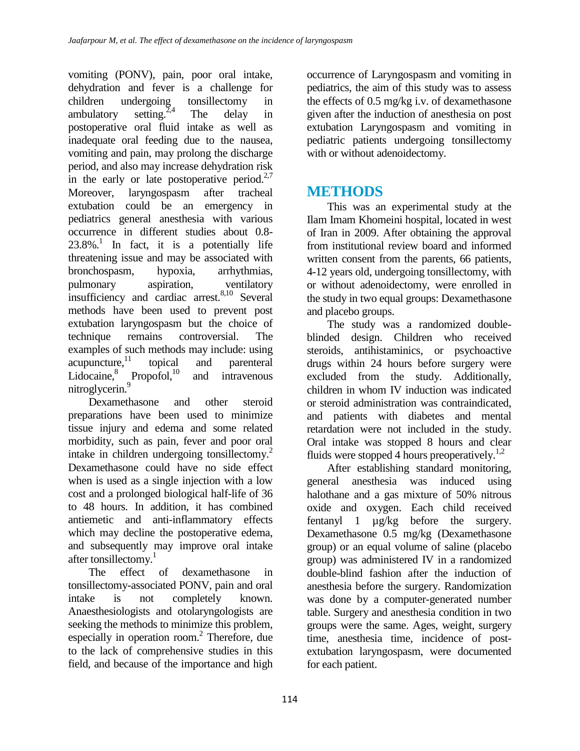vomiting (PONV), pain, poor oral intake, dehydration and fever is a challenge for children undergoing tonsillectomy in ambulatory setting.[2,4] The delay in postoperative oral fluid intake as well as inadequate oral feeding due to the nausea, vomiting and pain, may prolong the discharge period, and also may increase dehydration risk in the early or late postoperative period.[2,7] Moreover, laryngospasm after tracheal extubation could be an emergency in pediatrics general anesthesia with various occurrence in different studies about 0.8-23.8%.[1] In fact, it is a potentially life threatening issue and may be associated with bronchospasm, hypoxia, arrhythmias, pulmonary aspiration, ventilatory insufficiency and cardiac arrest.[8,10] Several methods have been used to prevent post extubation laryngospasm but the choice of technique remains controversial. The examples of such methods may include: using acupuncture,[11] topical and parenteral Lidocaine,[8] Propofol,[10] and intravenous nitroglycerin.[9]

Dexamethasone and other steroid preparations have been used to minimize tissue injury and edema and some related morbidity, such as pain, fever and poor oral intake in children undergoing tonsillectomy.[2] Dexamethasone could have no side effect when is used as a single injection with a low cost and a prolonged biological half-life of 36 to 48 hours. In addition, it has combined antiemetic and anti-inflammatory effects which may decline the postoperative edema, and subsequently may improve oral intake after tonsillectomy.[1]

The effect of dexamethasone in tonsillectomy-associated PONV, pain and oral intake is not completely known. Anaesthesiologists and otolaryngologists are seeking the methods to minimize this problem, especially in operation room.[2] Therefore, due to the lack of comprehensive studies in this field, and because of the importance and high occurrence of Laryngospasm and vomiting in pediatrics, the aim of this study was to assess the effects of 0.5 mg/kg i.v. of dexamethasone given after the induction of anesthesia on post extubation Laryngospasm and vomiting in pediatric patients undergoing tonsillectomy with or without adenoidectomy.

# METHODS

This was an experimental study at the Ilam Imam Khomeini hospital, located in west of Iran in 2009. After obtaining the approval from institutional review board and informed written consent from the parents, 66 patients, 4-12 years old, undergoing tonsillectomy, with or without adenoidectomy, were enrolled in the study in two equal groups: Dexamethasone and placebo groups.

The study was a randomized double-blinded design. Children who received steroids, antihistaminics, or psychoactive drugs within 24 hours before surgery were excluded from the study. Additionally, children in whom IV induction was indicated or steroid administration was contraindicated, and patients with diabetes and mental retardation were not included in the study. Oral intake was stopped 8 hours and clear fluids were stopped 4 hours preoperatively.[1,2]

After establishing standard monitoring, general anesthesia was induced using halothane and a gas mixture of 50% nitrous oxide and oxygen. Each child received fentanyl 1 µg/kg before the surgery. Dexamethasone 0.5 mg/kg (Dexamethasone group) or an equal volume of saline (placebo group) was administered IV in a randomized double-blind fashion after the induction of anesthesia before the surgery. Randomization was done by a computer-generated number table. Surgery and anesthesia condition in two groups were the same. Ages, weight, surgery time, anesthesia time, incidence of post-extubation laryngospasm, were documented for each patient.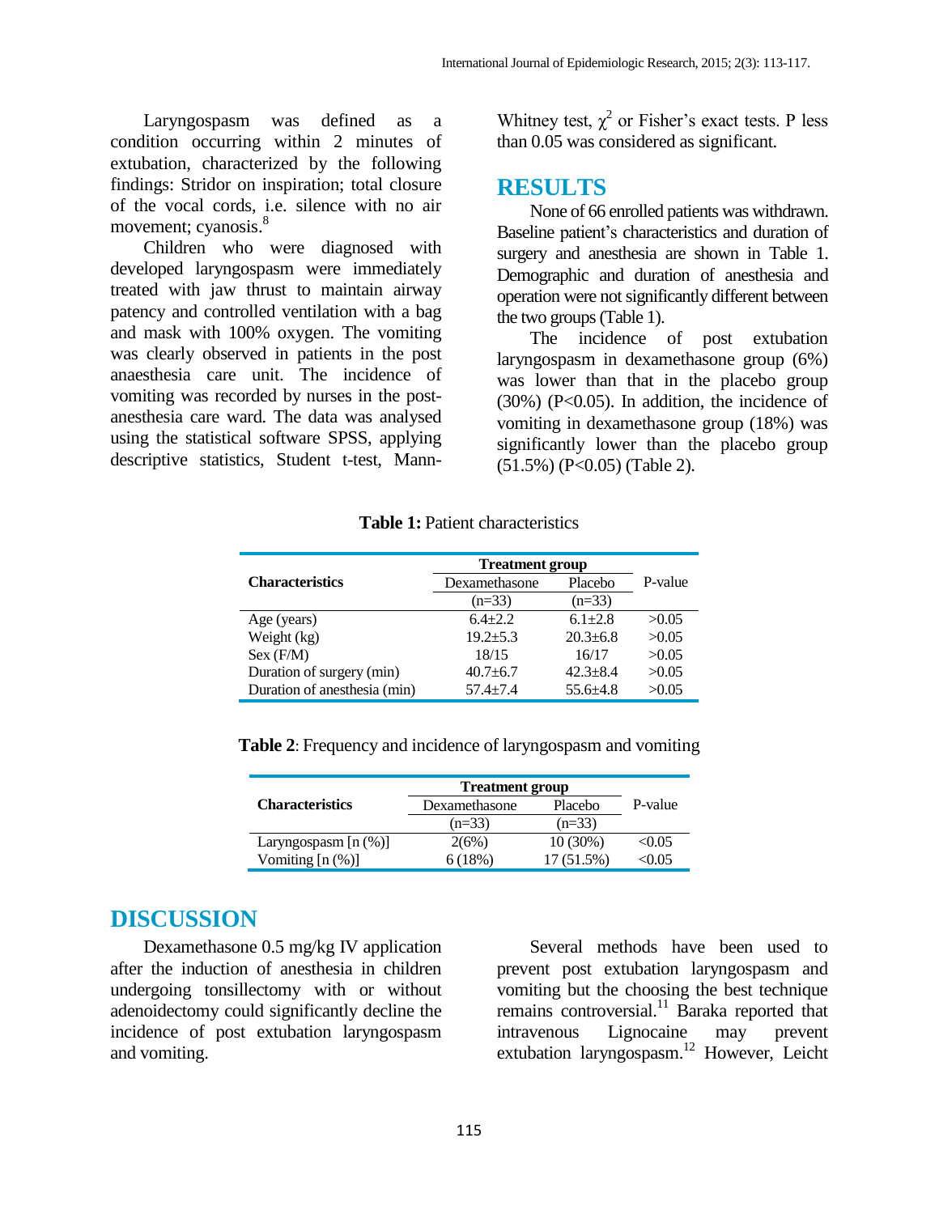Laryngospasm was defined as a condition occurring within 2 minutes of extubation, characterized by the following findings: Stridor on inspiration; total closure of the vocal cords, i.e. silence with no air movement; cyanosis.[8]

Children who were diagnosed with developed laryngospasm were immediately treated with jaw thrust to maintain airway patency and controlled ventilation with a bag and mask with 100% oxygen. The vomiting was clearly observed in patients in the post anaesthesia care unit. The incidence of vomiting was recorded by nurses in the post-anesthesia care ward. The data was analysed using the statistical software SPSS, applying descriptive statistics, Student t-test, Mann-Whitney test, $\chi^2$ or Fisher's exact tests. P less than 0.05 was considered as significant.

## RESULTS

None of 66 enrolled patients was withdrawn. Baseline patient's characteristics and duration of surgery and anesthesia are shown in Table 1. Demographic and duration of anesthesia and operation were not significantly different between the two groups (Table 1).

The incidence of post extubation laryngospasm in dexamethasone group (6%) was lower than that in the placebo group (30%) (P<0.05). In addition, the incidence of vomiting in dexamethasone group (18%) was significantly lower than the placebo group (51.5%) (P<0.05) (Table 2).

**Table 1:** Patient characteristics

| Characteristics | Treatment group | | P-value |
|---|---|---|---|
| | Dexamethasone (n=33) | Placebo (n=33) | |
| Age (years) | 6.4±2.2 | 6.1±2.8 | >0.05 |
| Weight (kg) | 19.2±5.3 | 20.3±6.8 | >0.05 |
| Sex (F/M) | 18/15 | 16/17 | >0.05 |
| Duration of surgery (min) | 40.7±6.7 | 42.3±8.4 | >0.05 |
| Duration of anesthesia (min) | 57.4±7.4 | 55.6±4.8 | >0.05 |

**Table 2**: Frequency and incidence of laryngospasm and vomiting

| Characteristics | Treatment group | | P-value |
|---|---|---|---|
| | Dexamethasone (n=33) | Placebo (n=33) | |
| Laryngospasm [n (%)] | 2(6%) | 10 (30%) | <0.05 |
| Vomiting [n (%)] | 6 (18%) | 17 (51.5%) | <0.05 |

## DISCUSSION

Dexamethasone 0.5 mg/kg IV application after the induction of anesthesia in children undergoing tonsillectomy with or without adenoidectomy could significantly decline the incidence of post extubation laryngospasm and vomiting.

Several methods have been used to prevent post extubation laryngospasm and vomiting but the choosing the best technique remains controversial.[11] Baraka reported that intravenous Lignocaine may prevent extubation laryngospasm.[12] However, Leicht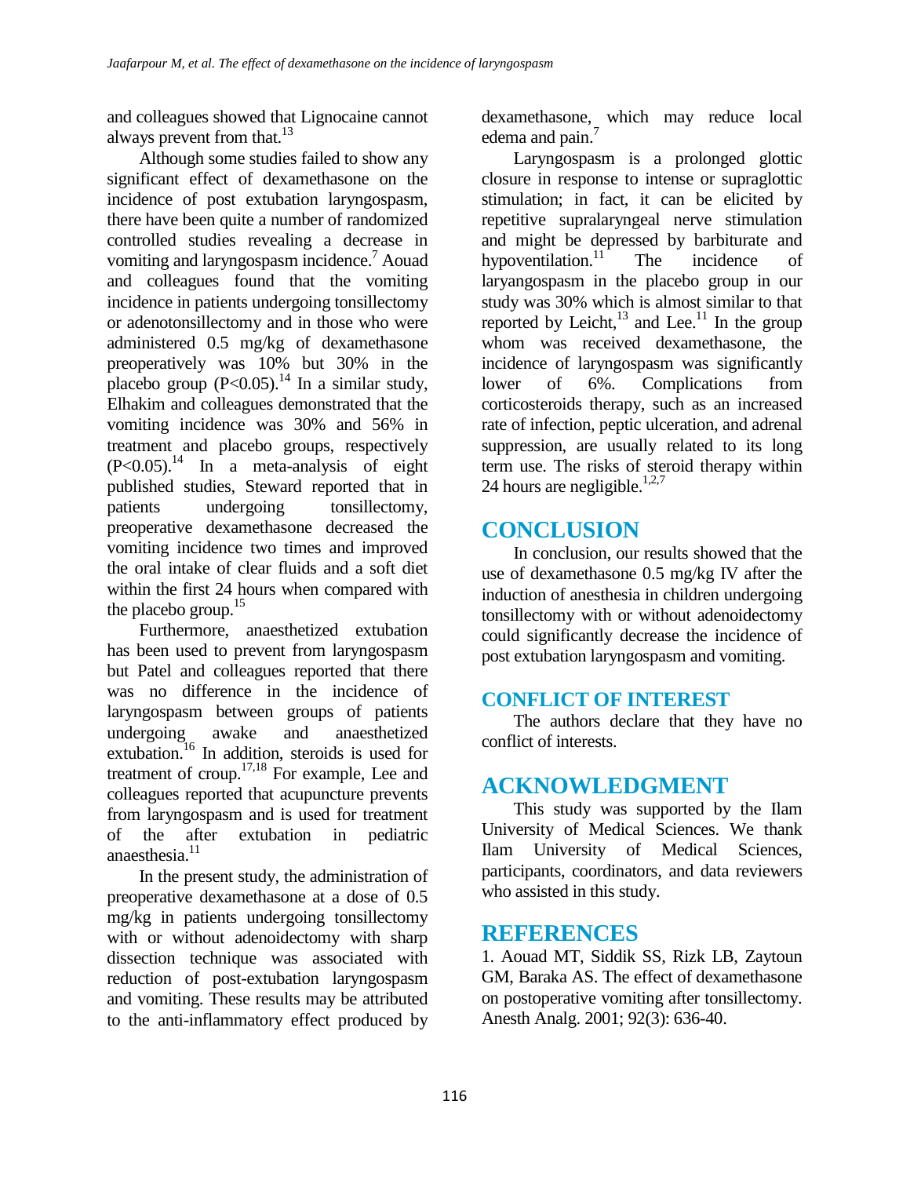and colleagues showed that Lignocaine cannot always prevent from that.[13]

Although some studies failed to show any significant effect of dexamethasone on the incidence of post extubation laryngospasm, there have been quite a number of randomized controlled studies revealing a decrease in vomiting and laryngospasm incidence.[7] Aouad and colleagues found that the vomiting incidence in patients undergoing tonsillectomy or adenotonsillectomy and in those who were administered 0.5 mg/kg of dexamethasone preoperatively was 10% but 30% in the placebo group ($P<0.05$).[14] In a similar study, Elhakim and colleagues demonstrated that the vomiting incidence was 30% and 56% in treatment and placebo groups, respectively ($P<0.05$).[14] In a meta-analysis of eight published studies, Steward reported that in patients undergoing tonsillectomy, preoperative dexamethasone decreased the vomiting incidence two times and improved the oral intake of clear fluids and a soft diet within the first 24 hours when compared with the placebo group.[15]

Furthermore, anaesthetized extubation has been used to prevent from laryngospasm but Patel and colleagues reported that there was no difference in the incidence of laryngospasm between groups of patients undergoing awake and anaesthetized extubation.[16] In addition, steroids is used for treatment of croup.[17,18] For example, Lee and colleagues reported that acupuncture prevents from laryngospasm and is used for treatment of the after extubation in pediatric anaesthesia.[11]

In the present study, the administration of preoperative dexamethasone at a dose of 0.5 mg/kg in patients undergoing tonsillectomy with or without adenoidectomy with sharp dissection technique was associated with reduction of post-extubation laryngospasm and vomiting. These results may be attributed to the anti-inflammatory effect produced by dexamethasone, which may reduce local edema and pain.[7]

Laryngospasm is a prolonged glottic closure in response to intense or supraglottic stimulation; in fact, it can be elicited by repetitive supralaryngeal nerve stimulation and might be depressed by barbiturate and hypoventilation.[11] The incidence of laryangospasm in the placebo group in our study was 30% which is almost similar to that reported by Leicht,[13] and Lee.[11] In the group whom was received dexamethasone, the incidence of laryngospasm was significantly lower of 6%. Complications from corticosteroids therapy, such as an increased rate of infection, peptic ulceration, and adrenal suppression, are usually related to its long term use. The risks of steroid therapy within 24 hours are negligible.[1,2,7]

## CONCLUSION

In conclusion, our results showed that the use of dexamethasone 0.5 mg/kg IV after the induction of anesthesia in children undergoing tonsillectomy with or without adenoidectomy could significantly decrease the incidence of post extubation laryngospasm and vomiting.

### CONFLICT OF INTEREST

The authors declare that they have no conflict of interests.

## ACKNOWLEDGMENT

This study was supported by the Ilam University of Medical Sciences. We thank Ilam University of Medical Sciences, participants, coordinators, and data reviewers who assisted in this study.

## REFERENCES

1. Aouad MT, Siddik SS, Rizk LB, Zaytoun GM, Baraka AS. The effect of dexamethasone on postoperative vomiting after tonsillectomy. Anesth Analg. 2001; 92(3): 636-40.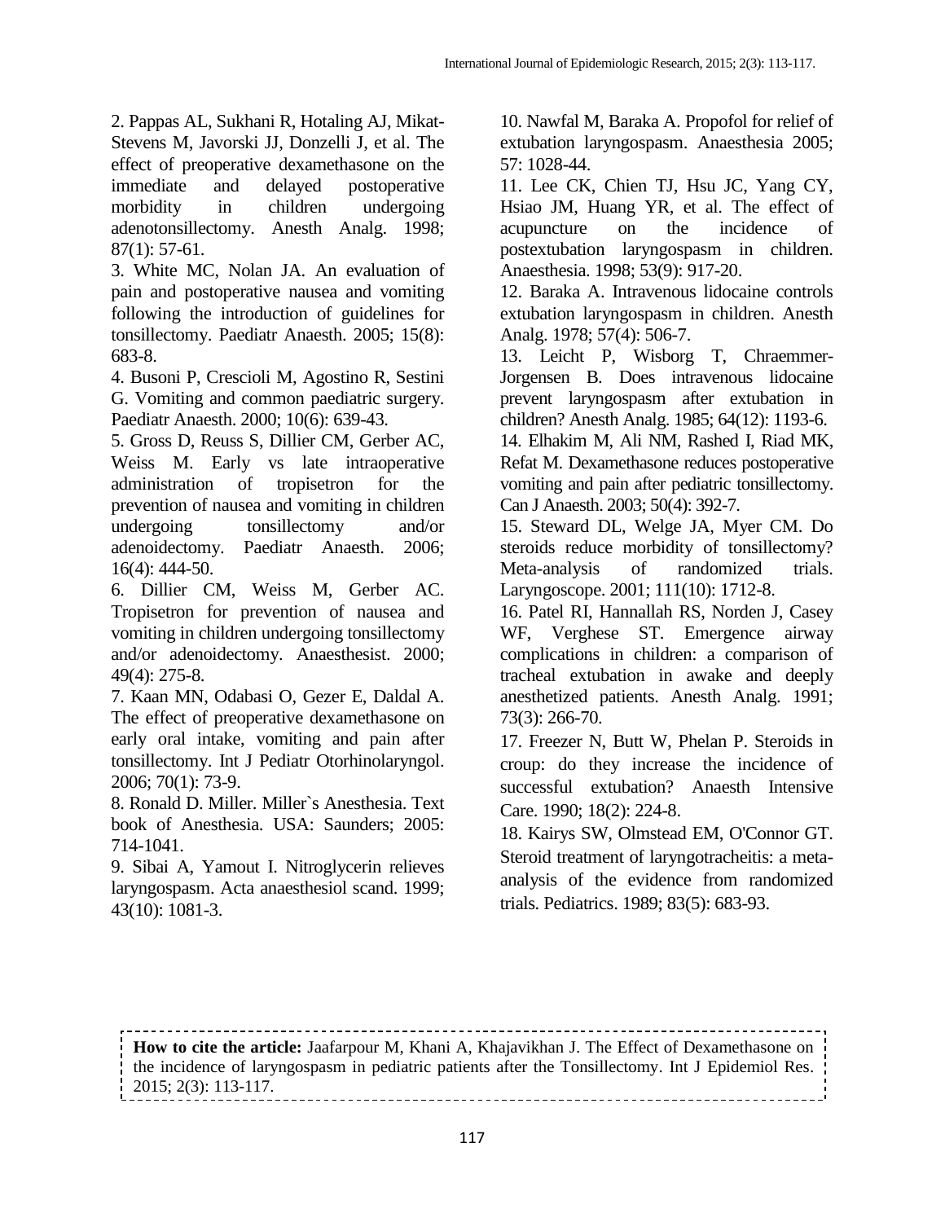2. Pappas AL, Sukhani R, Hotaling AJ, Mikat-Stevens M, Javorski JJ, Donzelli J, et al. The effect of preoperative dexamethasone on the immediate and delayed postoperative morbidity in children undergoing adenotonsillectomy. Anesth Analg. 1998; 87(1): 57-61.

3. White MC, Nolan JA. An evaluation of pain and postoperative nausea and vomiting following the introduction of guidelines for tonsillectomy. Paediatr Anaesth. 2005; 15(8): 683-8.

4. Busoni P, Crescioli M, Agostino R, Sestini G. Vomiting and common paediatric surgery. Paediatr Anaesth. 2000; 10(6): 639-43.

5. Gross D, Reuss S, Dillier CM, Gerber AC, Weiss M. Early vs late intraoperative administration of tropisetron for the prevention of nausea and vomiting in children undergoing tonsillectomy and/or adenoidectomy. Paediatr Anaesth. 2006; 16(4): 444-50.

6. Dillier CM, Weiss M, Gerber AC. Tropisetron for prevention of nausea and vomiting in children undergoing tonsillectomy and/or adenoidectomy. Anaesthesist. 2000; 49(4): 275-8.

7. Kaan MN, Odabasi O, Gezer E, Daldal A. The effect of preoperative dexamethasone on early oral intake, vomiting and pain after tonsillectomy. Int J Pediatr Otorhinolaryngol. 2006; 70(1): 73-9.

8. Ronald D. Miller. Miller`s Anesthesia. Text book of Anesthesia. USA: Saunders; 2005: 714-1041.

9. Sibai A, Yamout I. Nitroglycerin relieves laryngospasm. Acta anaesthesiol scand. 1999; 43(10): 1081-3.

10. Nawfal M, Baraka A. Propofol for relief of extubation laryngospasm. Anaesthesia 2005; 57: 1028-44.

11. Lee CK, Chien TJ, Hsu JC, Yang CY, Hsiao JM, Huang YR, et al. The effect of acupuncture on the incidence of postextubation laryngospasm in children. Anaesthesia. 1998; 53(9): 917-20.

12. Baraka A. Intravenous lidocaine controls extubation laryngospasm in children. Anesth Analg. 1978; 57(4): 506-7.

13. Leicht P, Wisborg T, Chraemmer-Jorgensen B. Does intravenous lidocaine prevent laryngospasm after extubation in children? Anesth Analg. 1985; 64(12): 1193-6.

14. Elhakim M, Ali NM, Rashed I, Riad MK, Refat M. Dexamethasone reduces postoperative vomiting and pain after pediatric tonsillectomy. Can J Anaesth. 2003; 50(4): 392-7.

15. Steward DL, Welge JA, Myer CM. Do steroids reduce morbidity of tonsillectomy? Meta-analysis of randomized trials. Laryngoscope. 2001; 111(10): 1712-8.

16. Patel RI, Hannallah RS, Norden J, Casey WF, Verghese ST. Emergence airway complications in children: a comparison of tracheal extubation in awake and deeply anesthetized patients. Anesth Analg. 1991; 73(3): 266-70.

17. Freezer N, Butt W, Phelan P. Steroids in croup: do they increase the incidence of successful extubation? Anaesth Intensive Care. 1990; 18(2): 224-8.

18. Kairys SW, Olmstead EM, O'Connor GT. Steroid treatment of laryngotracheitis: a meta-analysis of the evidence from randomized trials. Pediatrics. 1989; 83(5): 683-93.

**How to cite the article:** Jaafarpour M, Khani A, Khajavikhan J. The Effect of Dexamethasone on the incidence of laryngospasm in pediatric patients after the Tonsillectomy. Int J Epidemiol Res. 2015; 2(3): 113-117.